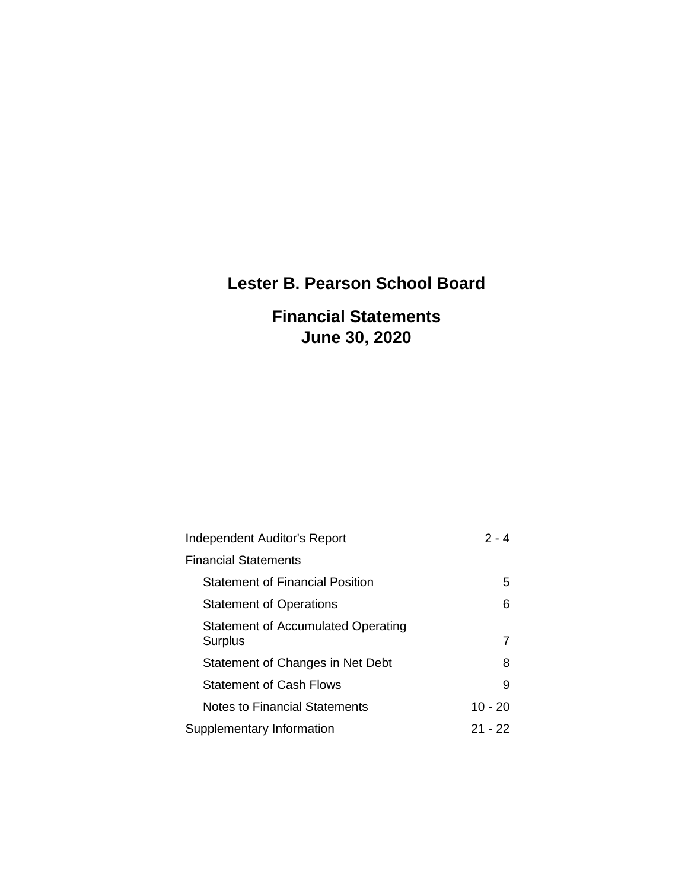# Lester B. Pearson School Board

## Financial Statements
## June 30, 2020

| | |
|---|---|
| Independent Auditor's Report | 2 - 4 |
| Financial Statements | |
| Statement of Financial Position | 5 |
| Statement of Operations | 6 |
| Statement of Accumulated Operating Surplus | 7 |
| Statement of Changes in Net Debt | 8 |
| Statement of Cash Flows | 9 |
| Notes to Financial Statements | 10 - 20 |
| Supplementary Information | 21 - 22 |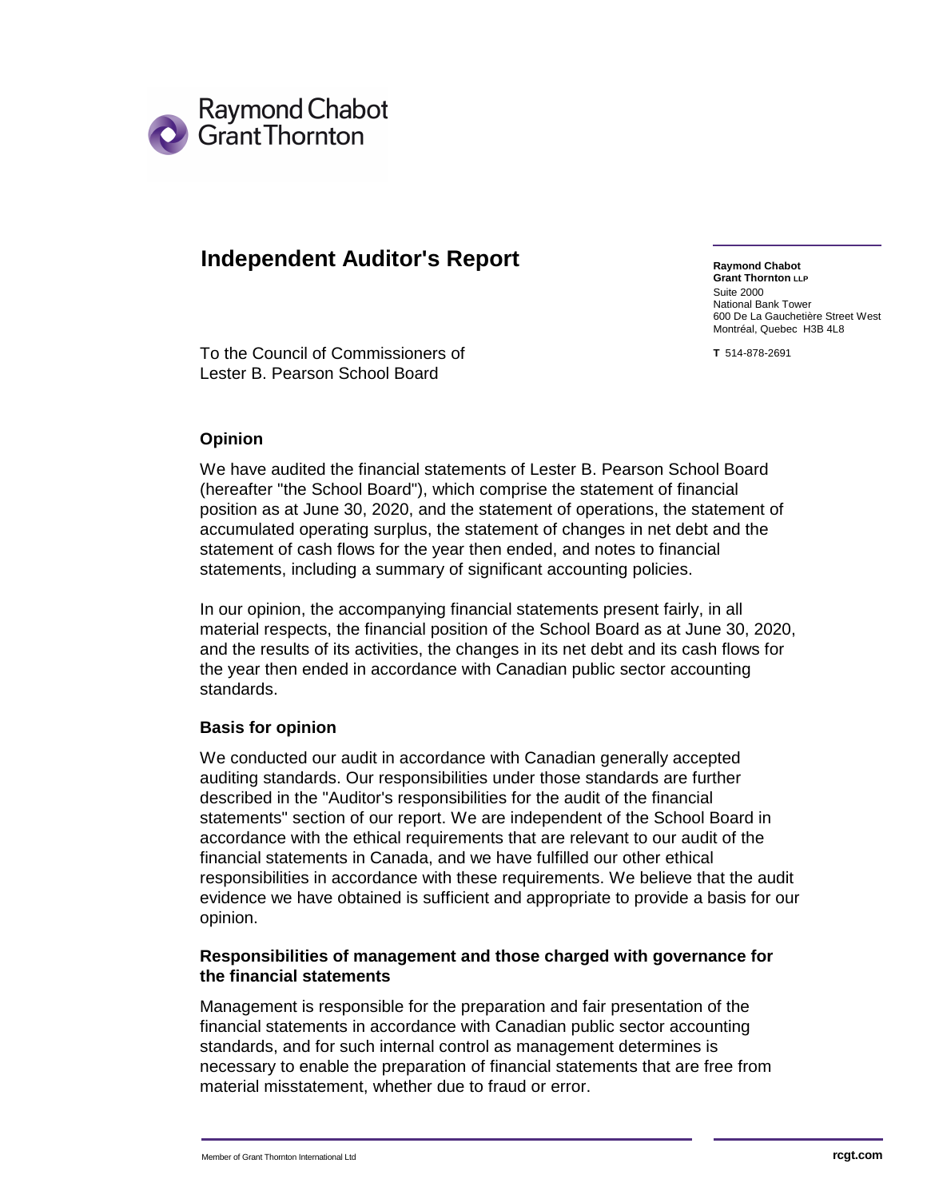Raymond Chabot Grant Thornton

# Independent Auditor's Report

**Raymond Chabot Grant Thornton LLP**
Suite 2000
National Bank Tower
600 De La Gauchetière Street West
Montréal, Quebec H3B 4L8

**T** 514-878-2691

To the Council of Commissioners of
Lester B. Pearson School Board

## Opinion

We have audited the financial statements of Lester B. Pearson School Board (hereafter "the School Board"), which comprise the statement of financial position as at June 30, 2020, and the statement of operations, the statement of accumulated operating surplus, the statement of changes in net debt and the statement of cash flows for the year then ended, and notes to financial statements, including a summary of significant accounting policies.

In our opinion, the accompanying financial statements present fairly, in all material respects, the financial position of the School Board as at June 30, 2020, and the results of its activities, the changes in its net debt and its cash flows for the year then ended in accordance with Canadian public sector accounting standards.

## Basis for opinion

We conducted our audit in accordance with Canadian generally accepted auditing standards. Our responsibilities under those standards are further described in the "Auditor's responsibilities for the audit of the financial statements" section of our report. We are independent of the School Board in accordance with the ethical requirements that are relevant to our audit of the financial statements in Canada, and we have fulfilled our other ethical responsibilities in accordance with these requirements. We believe that the audit evidence we have obtained is sufficient and appropriate to provide a basis for our opinion.

## Responsibilities of management and those charged with governance for the financial statements

Management is responsible for the preparation and fair presentation of the financial statements in accordance with Canadian public sector accounting standards, and for such internal control as management determines is necessary to enable the preparation of financial statements that are free from material misstatement, whether due to fraud or error.

Member of Grant Thornton International Ltd

rcgt.com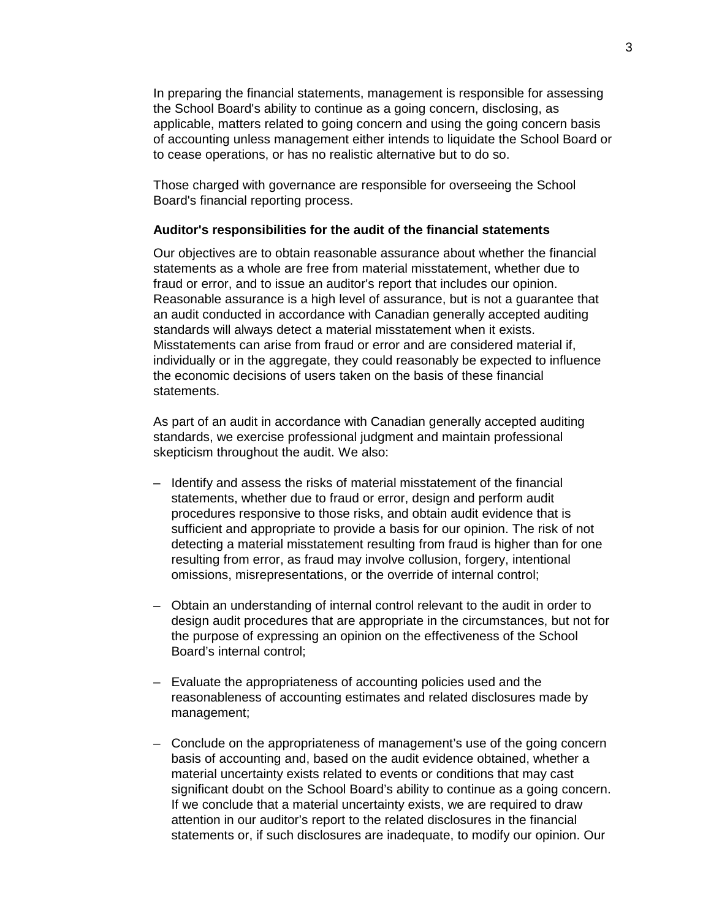In preparing the financial statements, management is responsible for assessing the School Board's ability to continue as a going concern, disclosing, as applicable, matters related to going concern and using the going concern basis of accounting unless management either intends to liquidate the School Board or to cease operations, or has no realistic alternative but to do so.

Those charged with governance are responsible for overseeing the School Board's financial reporting process.

**Auditor's responsibilities for the audit of the financial statements**

Our objectives are to obtain reasonable assurance about whether the financial statements as a whole are free from material misstatement, whether due to fraud or error, and to issue an auditor's report that includes our opinion. Reasonable assurance is a high level of assurance, but is not a guarantee that an audit conducted in accordance with Canadian generally accepted auditing standards will always detect a material misstatement when it exists. Misstatements can arise from fraud or error and are considered material if, individually or in the aggregate, they could reasonably be expected to influence the economic decisions of users taken on the basis of these financial statements.

As part of an audit in accordance with Canadian generally accepted auditing standards, we exercise professional judgment and maintain professional skepticism throughout the audit. We also:

– Identify and assess the risks of material misstatement of the financial statements, whether due to fraud or error, design and perform audit procedures responsive to those risks, and obtain audit evidence that is sufficient and appropriate to provide a basis for our opinion. The risk of not detecting a material misstatement resulting from fraud is higher than for one resulting from error, as fraud may involve collusion, forgery, intentional omissions, misrepresentations, or the override of internal control;

– Obtain an understanding of internal control relevant to the audit in order to design audit procedures that are appropriate in the circumstances, but not for the purpose of expressing an opinion on the effectiveness of the School Board's internal control;

– Evaluate the appropriateness of accounting policies used and the reasonableness of accounting estimates and related disclosures made by management;

– Conclude on the appropriateness of management's use of the going concern basis of accounting and, based on the audit evidence obtained, whether a material uncertainty exists related to events or conditions that may cast significant doubt on the School Board's ability to continue as a going concern. If we conclude that a material uncertainty exists, we are required to draw attention in our auditor's report to the related disclosures in the financial statements or, if such disclosures are inadequate, to modify our opinion. Our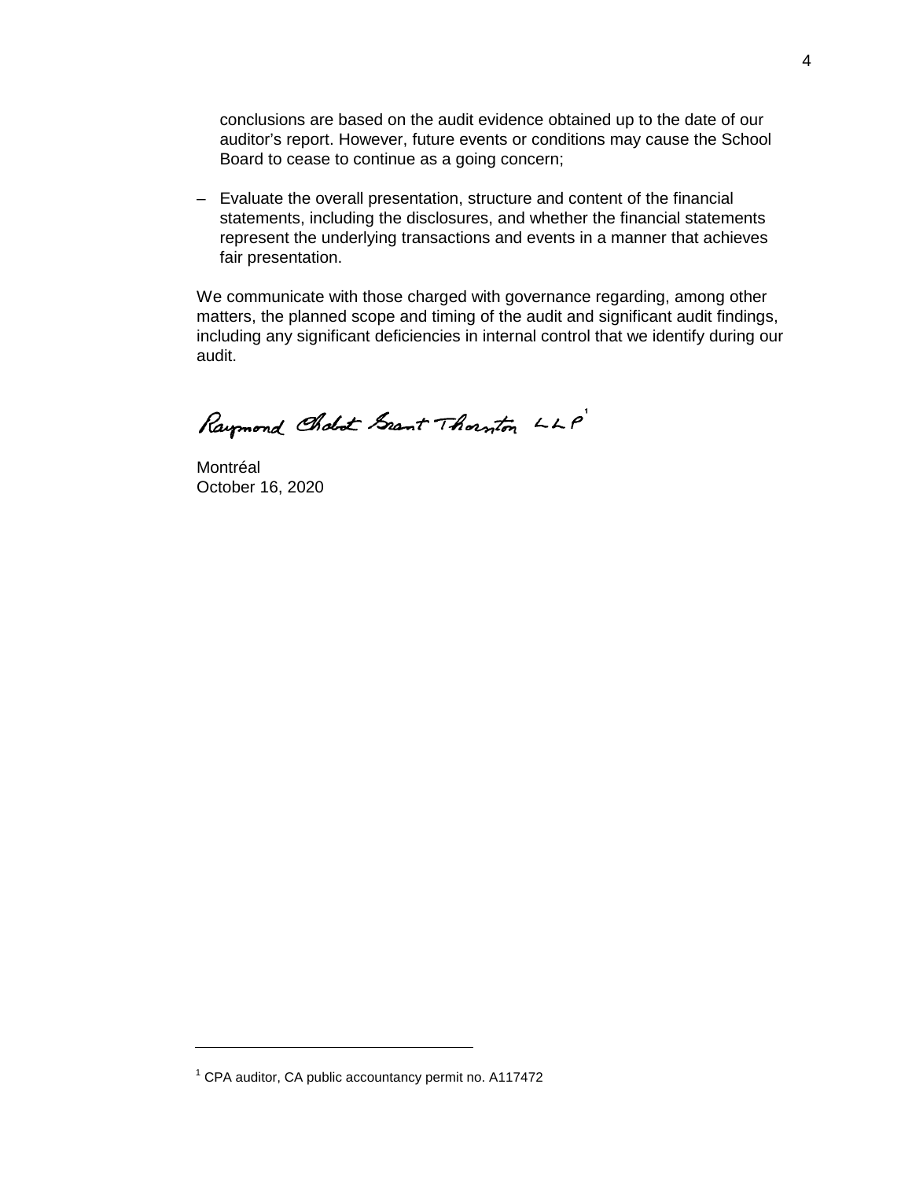conclusions are based on the audit evidence obtained up to the date of our auditor's report. However, future events or conditions may cause the School Board to cease to continue as a going concern;

– Evaluate the overall presentation, structure and content of the financial statements, including the disclosures, and whether the financial statements represent the underlying transactions and events in a manner that achieves fair presentation.

We communicate with those charged with governance regarding, among other matters, the planned scope and timing of the audit and significant audit findings, including any significant deficiencies in internal control that we identify during our audit.

Raymond Chabot Grant Thornton LLP[1]

Montréal
October 16, 2020

---

[1] CPA auditor, CA public accountancy permit no. A117472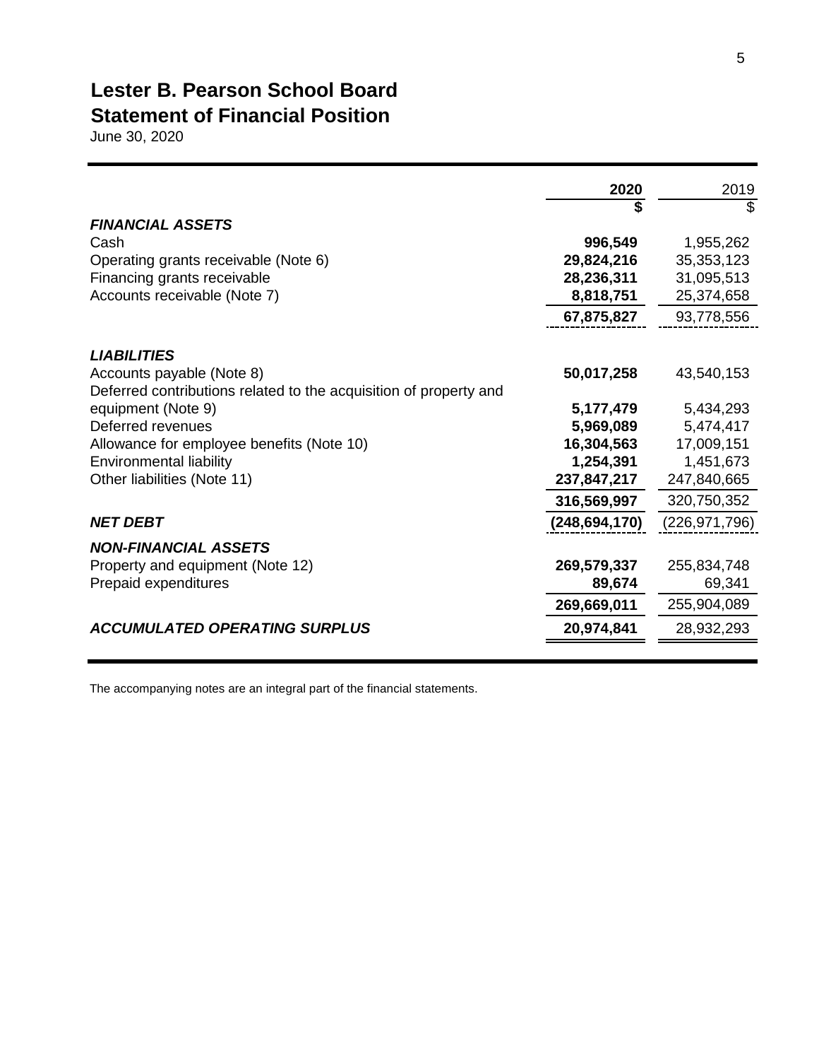# Lester B. Pearson School Board
## Statement of Financial Position

June 30, 2020

| | 2020 | 2019 |
|---|---|---|
| | **$** | $ |
| ***FINANCIAL ASSETS*** | | |
| Cash | **996,549** | 1,955,262 |
| Operating grants receivable (Note 6) | **29,824,216** | 35,353,123 |
| Financing grants receivable | **28,236,311** | 31,095,513 |
| Accounts receivable (Note 7) | **8,818,751** | 25,374,658 |
| | **67,875,827** | 93,778,556 |
| ***LIABILITIES*** | | |
| Accounts payable (Note 8) | **50,017,258** | 43,540,153 |
| Deferred contributions related to the acquisition of property and equipment (Note 9) | **5,177,479** | 5,434,293 |
| Deferred revenues | **5,969,089** | 5,474,417 |
| Allowance for employee benefits (Note 10) | **16,304,563** | 17,009,151 |
| Environmental liability | **1,254,391** | 1,451,673 |
| Other liabilities (Note 11) | **237,847,217** | 247,840,665 |
| | **316,569,997** | 320,750,352 |
| ***NET DEBT*** | **(248,694,170)** | (226,971,796) |
| ***NON-FINANCIAL ASSETS*** | | |
| Property and equipment (Note 12) | **269,579,337** | 255,834,748 |
| Prepaid expenditures | **89,674** | 69,341 |
| | **269,669,011** | 255,904,089 |
| ***ACCUMULATED OPERATING SURPLUS*** | **20,974,841** | 28,932,293 |

The accompanying notes are an integral part of the financial statements.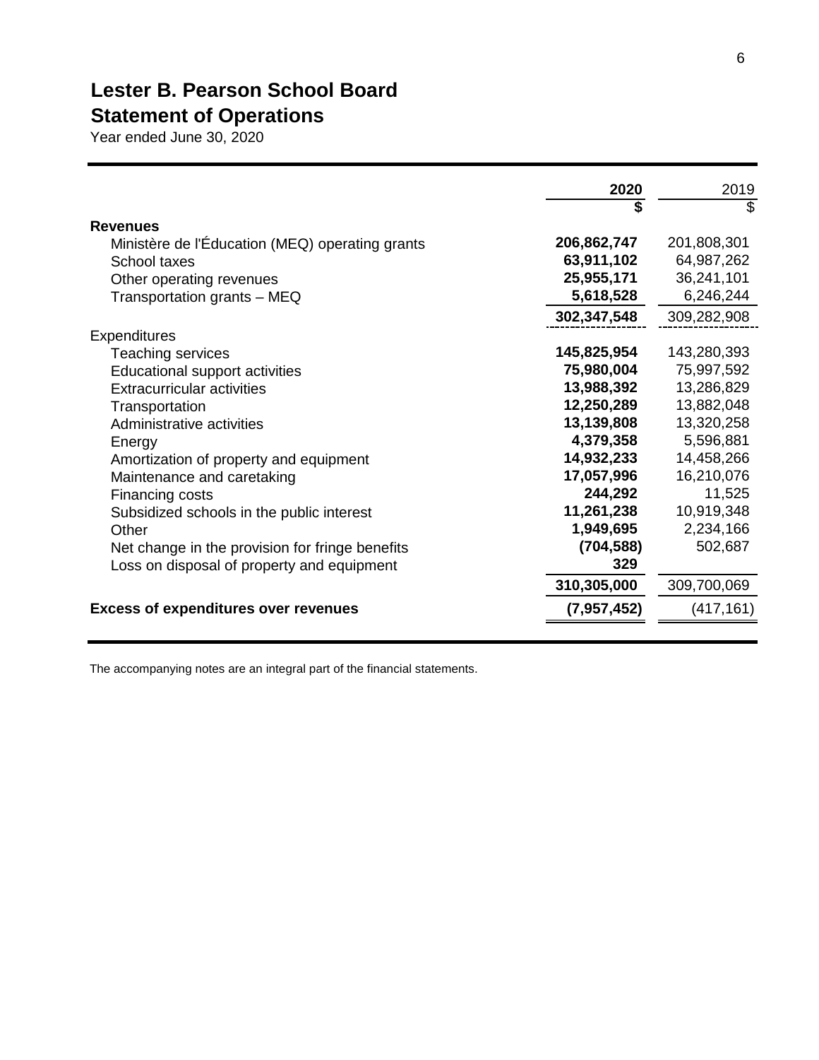# Lester B. Pearson School Board
## Statement of Operations
Year ended June 30, 2020

| | **2020** | 2019 |
|---|---|---|
| | **$** | $ |
| **Revenues** | | |
| Ministère de l'Éducation (MEQ) operating grants | **206,862,747** | 201,808,301 |
| School taxes | **63,911,102** | 64,987,262 |
| Other operating revenues | **25,955,171** | 36,241,101 |
| Transportation grants – MEQ | **5,618,528** | 6,246,244 |
| | **302,347,548** | 309,282,908 |
| Expenditures | | |
| Teaching services | **145,825,954** | 143,280,393 |
| Educational support activities | **75,980,004** | 75,997,592 |
| Extracurricular activities | **13,988,392** | 13,286,829 |
| Transportation | **12,250,289** | 13,882,048 |
| Administrative activities | **13,139,808** | 13,320,258 |
| Energy | **4,379,358** | 5,596,881 |
| Amortization of property and equipment | **14,932,233** | 14,458,266 |
| Maintenance and caretaking | **17,057,996** | 16,210,076 |
| Financing costs | **244,292** | 11,525 |
| Subsidized schools in the public interest | **11,261,238** | 10,919,348 |
| Other | **1,949,695** | 2,234,166 |
| Net change in the provision for fringe benefits | **(704,588)** | 502,687 |
| Loss on disposal of property and equipment | **329** | |
| | **310,305,000** | 309,700,069 |
| **Excess of expenditures over revenues** | **(7,957,452)** | (417,161) |

The accompanying notes are an integral part of the financial statements.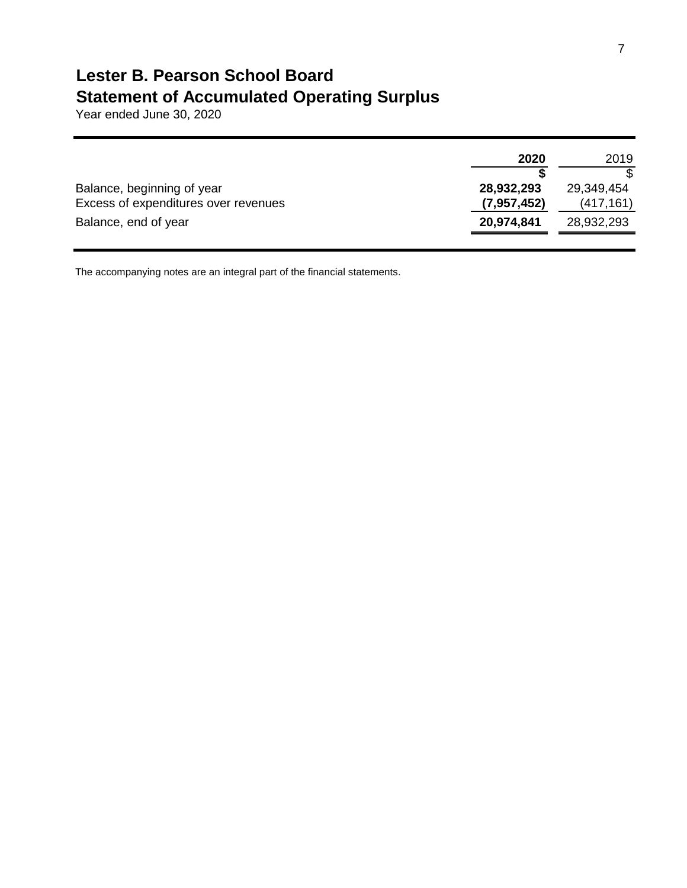# Lester B. Pearson School Board

## Statement of Accumulated Operating Surplus

Year ended June 30, 2020

| | **2020** | 2019 |
|---|---|---|
| | **$** | $ |
| Balance, beginning of year | **28,932,293** | 29,349,454 |
| Excess of expenditures over revenues | **(7,957,452)** | (417,161) |
| Balance, end of year | **20,974,841** | 28,932,293 |

The accompanying notes are an integral part of the financial statements.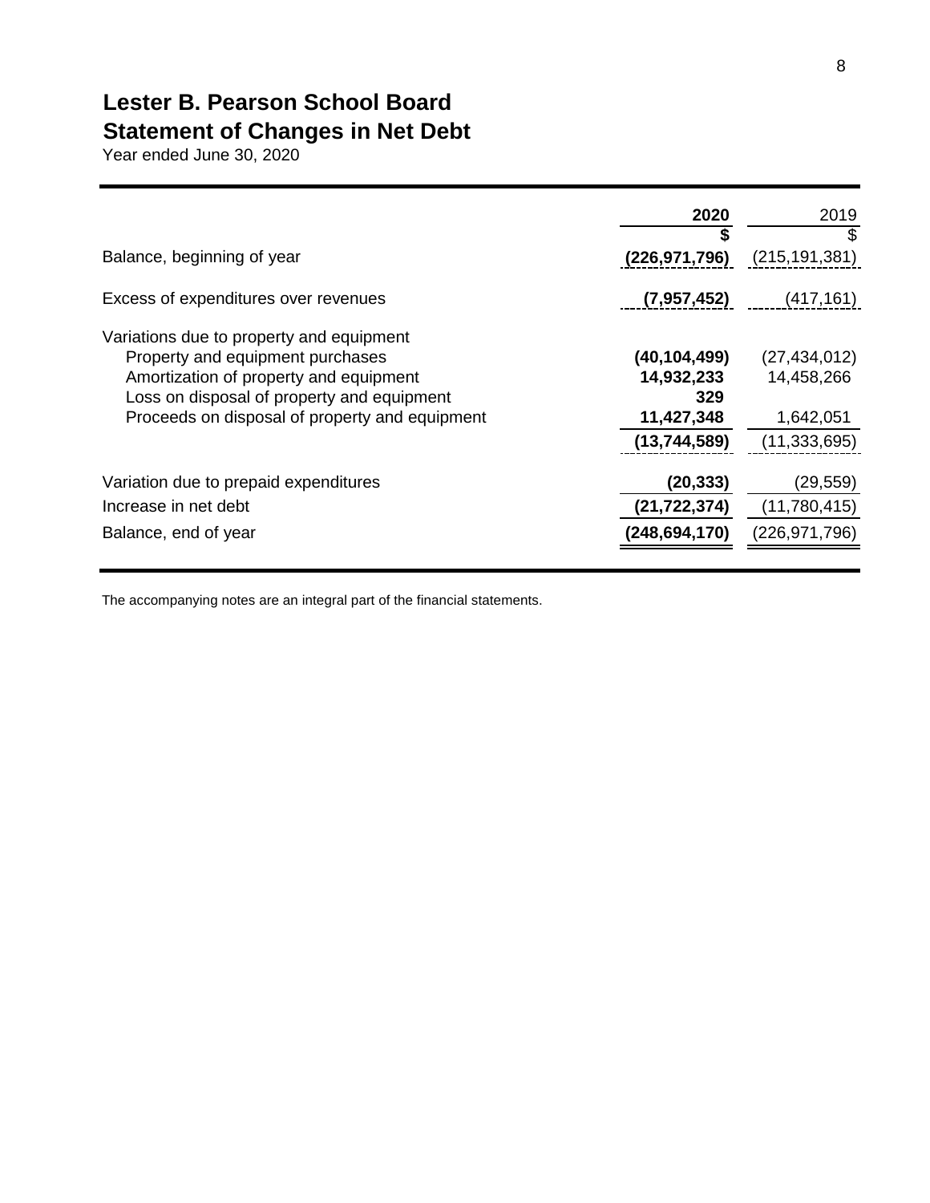# Lester B. Pearson School Board

## Statement of Changes in Net Debt

Year ended June 30, 2020

| | **2020** | 2019 |
|---|---|---|
| | **$** | $ |
| Balance, beginning of year | **(226,971,796)** | (215,191,381) |
| Excess of expenditures over revenues | **(7,957,452)** | (417,161) |
| Variations due to property and equipment | | |
| Property and equipment purchases | **(40,104,499)** | (27,434,012) |
| Amortization of property and equipment | **14,932,233** | 14,458,266 |
| Loss on disposal of property and equipment | **329** | |
| Proceeds on disposal of property and equipment | **11,427,348** | 1,642,051 |
| | **(13,744,589)** | (11,333,695) |
| Variation due to prepaid expenditures | **(20,333)** | (29,559) |
| Increase in net debt | **(21,722,374)** | (11,780,415) |
| Balance, end of year | **(248,694,170)** | (226,971,796) |

The accompanying notes are an integral part of the financial statements.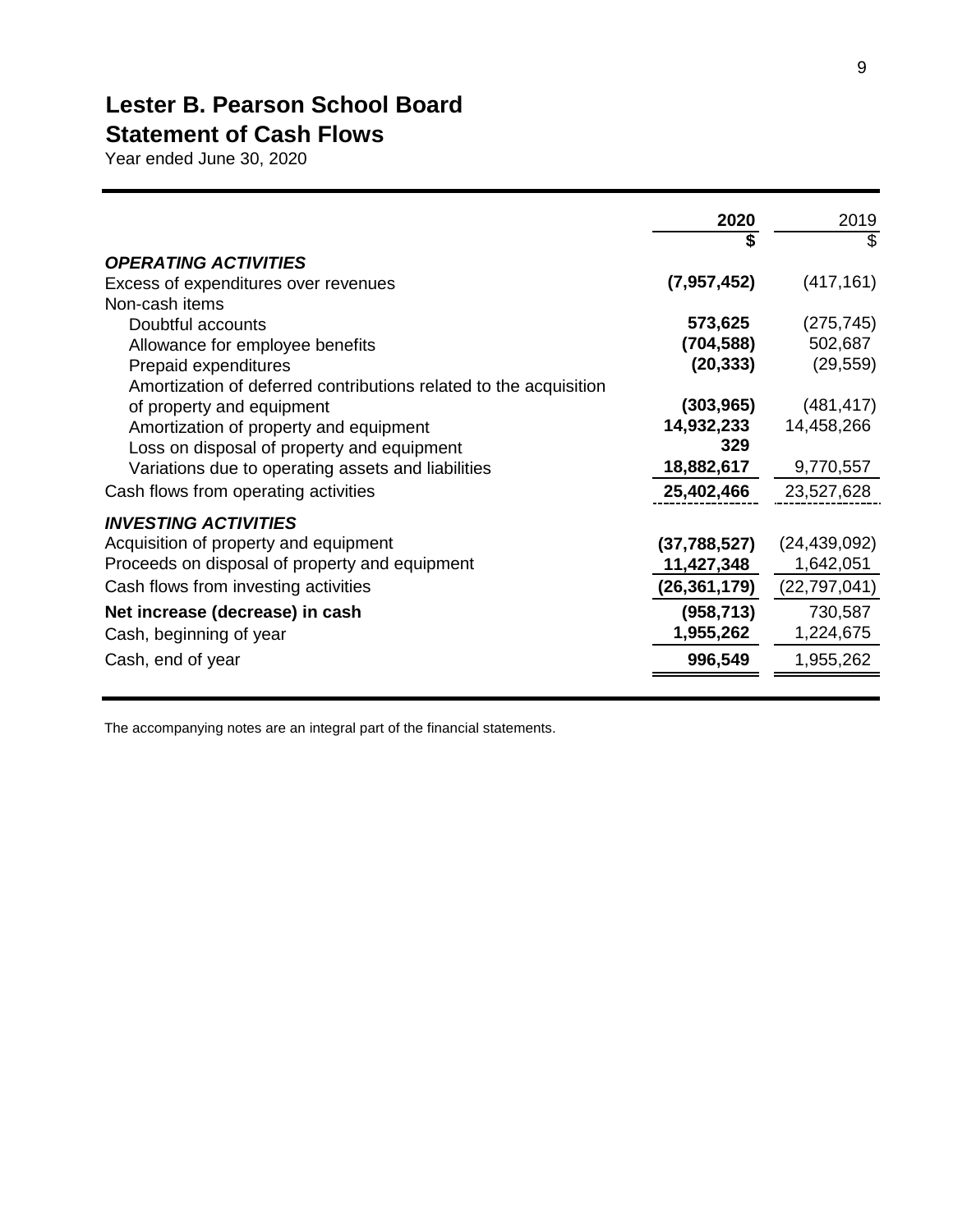# Lester B. Pearson School Board

## Statement of Cash Flows

Year ended June 30, 2020

| | 2020 | 2019 |
|---|---|---|
| | **$** | $ |
| ***OPERATING ACTIVITIES*** | | |
| Excess of expenditures over revenues | **(7,957,452)** | (417,161) |
| Non-cash items | | |
| Doubtful accounts | **573,625** | (275,745) |
| Allowance for employee benefits | **(704,588)** | 502,687 |
| Prepaid expenditures | **(20,333)** | (29,559) |
| Amortization of deferred contributions related to the acquisition of property and equipment | **(303,965)** | (481,417) |
| Amortization of property and equipment | **14,932,233** | 14,458,266 |
| Loss on disposal of property and equipment | **329** | |
| Variations due to operating assets and liabilities | **18,882,617** | 9,770,557 |
| Cash flows from operating activities | **25,402,466** | 23,527,628 |
| ***INVESTING ACTIVITIES*** | | |
| Acquisition of property and equipment | **(37,788,527)** | (24,439,092) |
| Proceeds on disposal of property and equipment | **11,427,348** | 1,642,051 |
| Cash flows from investing activities | **(26,361,179)** | (22,797,041) |
| **Net increase (decrease) in cash** | **(958,713)** | 730,587 |
| Cash, beginning of year | **1,955,262** | 1,224,675 |
| Cash, end of year | **996,549** | 1,955,262 |

The accompanying notes are an integral part of the financial statements.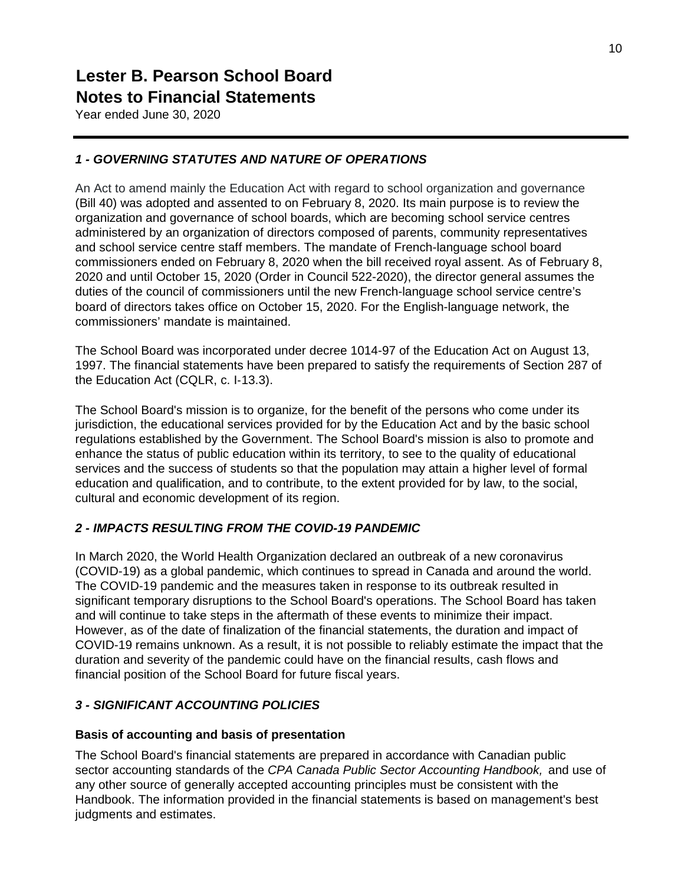# Lester B. Pearson School Board
# Notes to Financial Statements

Year ended June 30, 2020

### *1 - GOVERNING STATUTES AND NATURE OF OPERATIONS*

An Act to amend mainly the Education Act with regard to school organization and governance (Bill 40) was adopted and assented to on February 8, 2020. Its main purpose is to review the organization and governance of school boards, which are becoming school service centres administered by an organization of directors composed of parents, community representatives and school service centre staff members. The mandate of French-language school board commissioners ended on February 8, 2020 when the bill received royal assent. As of February 8, 2020 and until October 15, 2020 (Order in Council 522-2020), the director general assumes the duties of the council of commissioners until the new French-language school service centre's board of directors takes office on October 15, 2020. For the English-language network, the commissioners' mandate is maintained.

The School Board was incorporated under decree 1014-97 of the Education Act on August 13, 1997. The financial statements have been prepared to satisfy the requirements of Section 287 of the Education Act (CQLR, c. I-13.3).

The School Board's mission is to organize, for the benefit of the persons who come under its jurisdiction, the educational services provided for by the Education Act and by the basic school regulations established by the Government. The School Board's mission is also to promote and enhance the status of public education within its territory, to see to the quality of educational services and the success of students so that the population may attain a higher level of formal education and qualification, and to contribute, to the extent provided for by law, to the social, cultural and economic development of its region.

### *2 - IMPACTS RESULTING FROM THE COVID-19 PANDEMIC*

In March 2020, the World Health Organization declared an outbreak of a new coronavirus (COVID-19) as a global pandemic, which continues to spread in Canada and around the world. The COVID-19 pandemic and the measures taken in response to its outbreak resulted in significant temporary disruptions to the School Board's operations. The School Board has taken and will continue to take steps in the aftermath of these events to minimize their impact. However, as of the date of finalization of the financial statements, the duration and impact of COVID-19 remains unknown. As a result, it is not possible to reliably estimate the impact that the duration and severity of the pandemic could have on the financial results, cash flows and financial position of the School Board for future fiscal years.

### *3 - SIGNIFICANT ACCOUNTING POLICIES*

**Basis of accounting and basis of presentation**

The School Board's financial statements are prepared in accordance with Canadian public sector accounting standards of the *CPA Canada Public Sector Accounting Handbook,* and use of any other source of generally accepted accounting principles must be consistent with the Handbook. The information provided in the financial statements is based on management's best judgments and estimates.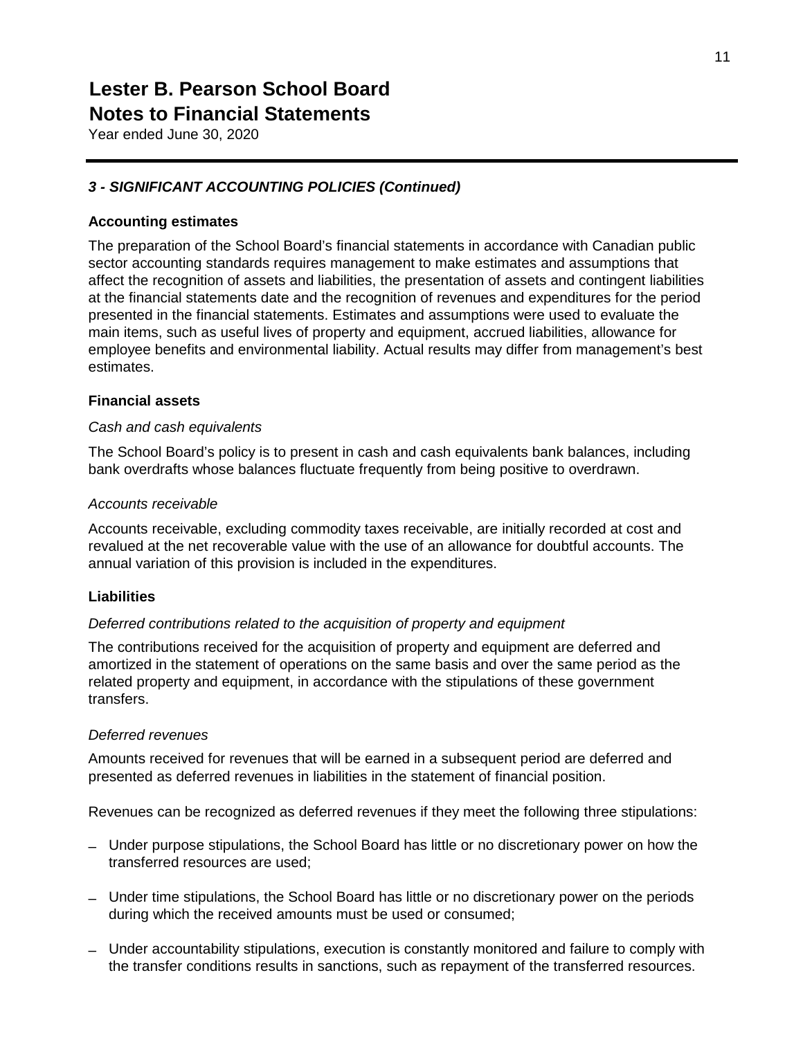# Lester B. Pearson School Board
# Notes to Financial Statements

Year ended June 30, 2020

## *3 - SIGNIFICANT ACCOUNTING POLICIES (Continued)*

### Accounting estimates

The preparation of the School Board's financial statements in accordance with Canadian public sector accounting standards requires management to make estimates and assumptions that affect the recognition of assets and liabilities, the presentation of assets and contingent liabilities at the financial statements date and the recognition of revenues and expenditures for the period presented in the financial statements. Estimates and assumptions were used to evaluate the main items, such as useful lives of property and equipment, accrued liabilities, allowance for employee benefits and environmental liability. Actual results may differ from management's best estimates.

### Financial assets

*Cash and cash equivalents*

The School Board's policy is to present in cash and cash equivalents bank balances, including bank overdrafts whose balances fluctuate frequently from being positive to overdrawn.

*Accounts receivable*

Accounts receivable, excluding commodity taxes receivable, are initially recorded at cost and revalued at the net recoverable value with the use of an allowance for doubtful accounts. The annual variation of this provision is included in the expenditures.

### Liabilities

*Deferred contributions related to the acquisition of property and equipment*

The contributions received for the acquisition of property and equipment are deferred and amortized in the statement of operations on the same basis and over the same period as the related property and equipment, in accordance with the stipulations of these government transfers.

*Deferred revenues*

Amounts received for revenues that will be earned in a subsequent period are deferred and presented as deferred revenues in liabilities in the statement of financial position.

Revenues can be recognized as deferred revenues if they meet the following three stipulations:

- Under purpose stipulations, the School Board has little or no discretionary power on how the transferred resources are used;
- Under time stipulations, the School Board has little or no discretionary power on the periods during which the received amounts must be used or consumed;
- Under accountability stipulations, execution is constantly monitored and failure to comply with the transfer conditions results in sanctions, such as repayment of the transferred resources.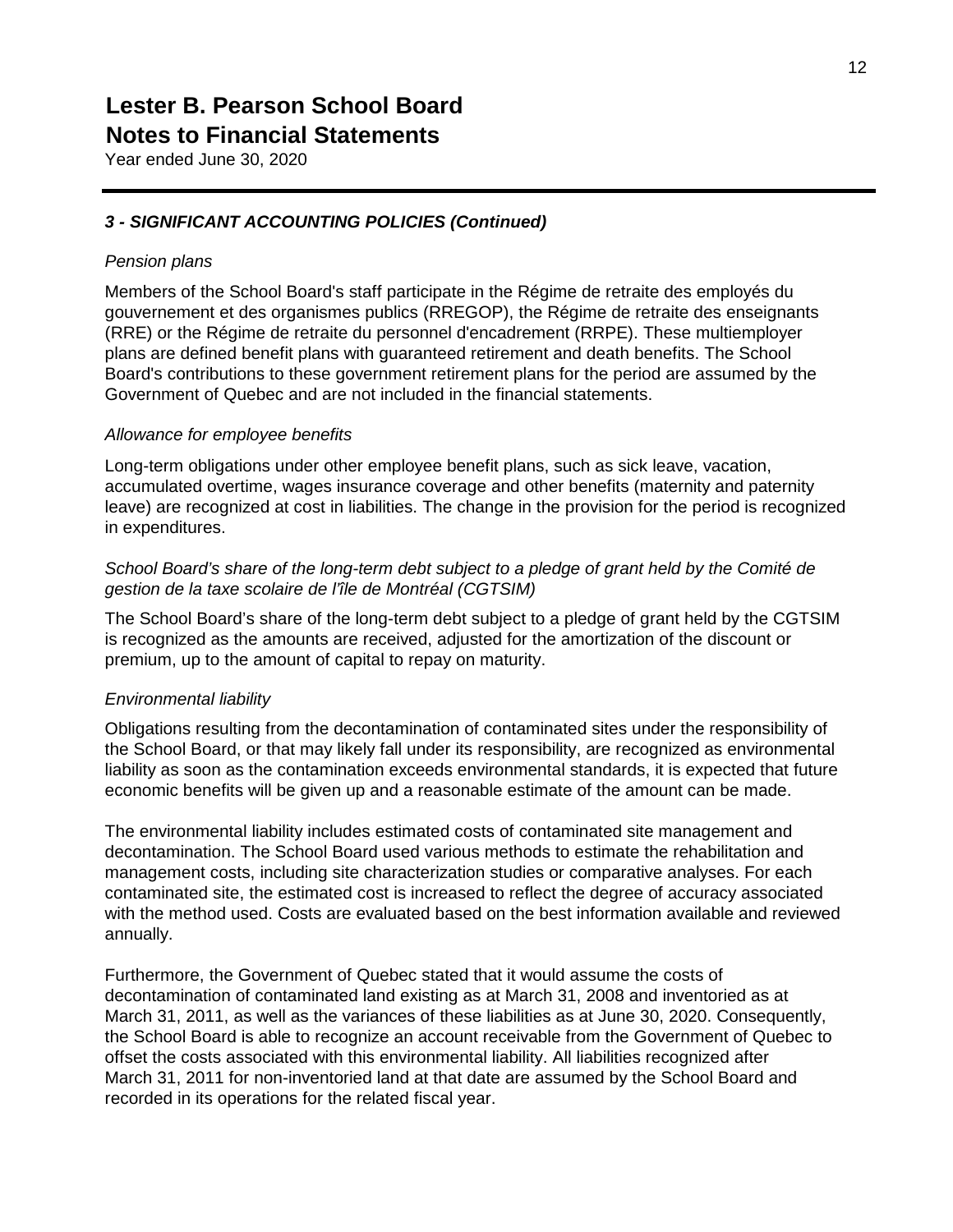# Lester B. Pearson School Board
# Notes to Financial Statements

Year ended June 30, 2020

### *3 - SIGNIFICANT ACCOUNTING POLICIES (Continued)*

*Pension plans*

Members of the School Board's staff participate in the Régime de retraite des employés du gouvernement et des organismes publics (RREGOP), the Régime de retraite des enseignants (RRE) or the Régime de retraite du personnel d'encadrement (RRPE). These multiemployer plans are defined benefit plans with guaranteed retirement and death benefits. The School Board's contributions to these government retirement plans for the period are assumed by the Government of Quebec and are not included in the financial statements.

*Allowance for employee benefits*

Long-term obligations under other employee benefit plans, such as sick leave, vacation, accumulated overtime, wages insurance coverage and other benefits (maternity and paternity leave) are recognized at cost in liabilities. The change in the provision for the period is recognized in expenditures.

*School Board's share of the long-term debt subject to a pledge of grant held by the Comité de gestion de la taxe scolaire de l'île de Montréal (CGTSIM)*

The School Board's share of the long-term debt subject to a pledge of grant held by the CGTSIM is recognized as the amounts are received, adjusted for the amortization of the discount or premium, up to the amount of capital to repay on maturity.

*Environmental liability*

Obligations resulting from the decontamination of contaminated sites under the responsibility of the School Board, or that may likely fall under its responsibility, are recognized as environmental liability as soon as the contamination exceeds environmental standards, it is expected that future economic benefits will be given up and a reasonable estimate of the amount can be made.

The environmental liability includes estimated costs of contaminated site management and decontamination. The School Board used various methods to estimate the rehabilitation and management costs, including site characterization studies or comparative analyses. For each contaminated site, the estimated cost is increased to reflect the degree of accuracy associated with the method used. Costs are evaluated based on the best information available and reviewed annually.

Furthermore, the Government of Quebec stated that it would assume the costs of decontamination of contaminated land existing as at March 31, 2008 and inventoried as at March 31, 2011, as well as the variances of these liabilities as at June 30, 2020. Consequently, the School Board is able to recognize an account receivable from the Government of Quebec to offset the costs associated with this environmental liability. All liabilities recognized after March 31, 2011 for non-inventoried land at that date are assumed by the School Board and recorded in its operations for the related fiscal year.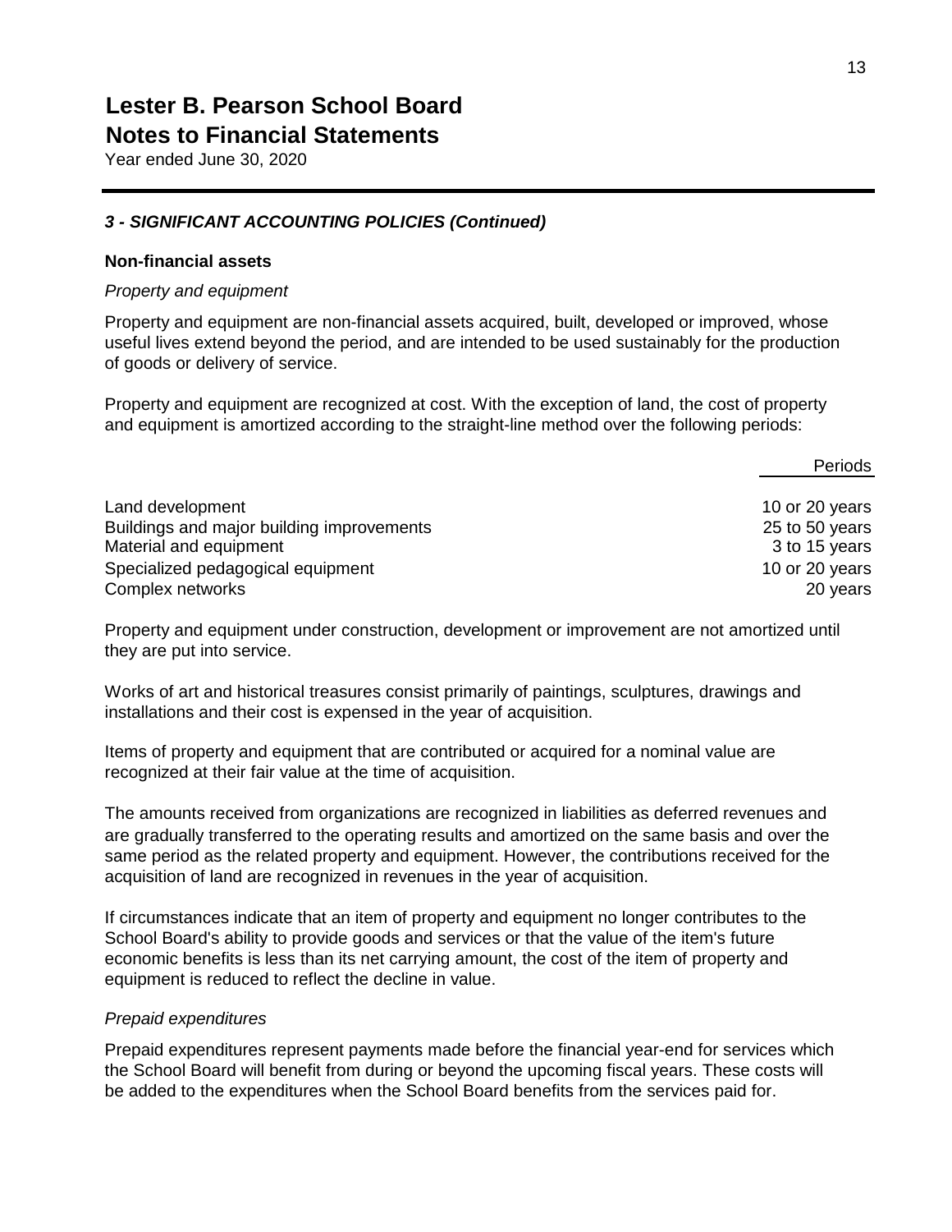# Lester B. Pearson School Board
## Notes to Financial Statements

Year ended June 30, 2020

### *3 - SIGNIFICANT ACCOUNTING POLICIES (Continued)*

**Non-financial assets**

*Property and equipment*

Property and equipment are non-financial assets acquired, built, developed or improved, whose useful lives extend beyond the period, and are intended to be used sustainably for the production of goods or delivery of service.

Property and equipment are recognized at cost. With the exception of land, the cost of property and equipment is amortized according to the straight-line method over the following periods:

| | Periods |
|---|---|
| Land development | 10 or 20 years |
| Buildings and major building improvements | 25 to 50 years |
| Material and equipment | 3 to 15 years |
| Specialized pedagogical equipment | 10 or 20 years |
| Complex networks | 20 years |

Property and equipment under construction, development or improvement are not amortized until they are put into service.

Works of art and historical treasures consist primarily of paintings, sculptures, drawings and installations and their cost is expensed in the year of acquisition.

Items of property and equipment that are contributed or acquired for a nominal value are recognized at their fair value at the time of acquisition.

The amounts received from organizations are recognized in liabilities as deferred revenues and are gradually transferred to the operating results and amortized on the same basis and over the same period as the related property and equipment. However, the contributions received for the acquisition of land are recognized in revenues in the year of acquisition.

If circumstances indicate that an item of property and equipment no longer contributes to the School Board's ability to provide goods and services or that the value of the item's future economic benefits is less than its net carrying amount, the cost of the item of property and equipment is reduced to reflect the decline in value.

*Prepaid expenditures*

Prepaid expenditures represent payments made before the financial year-end for services which the School Board will benefit from during or beyond the upcoming fiscal years. These costs will be added to the expenditures when the School Board benefits from the services paid for.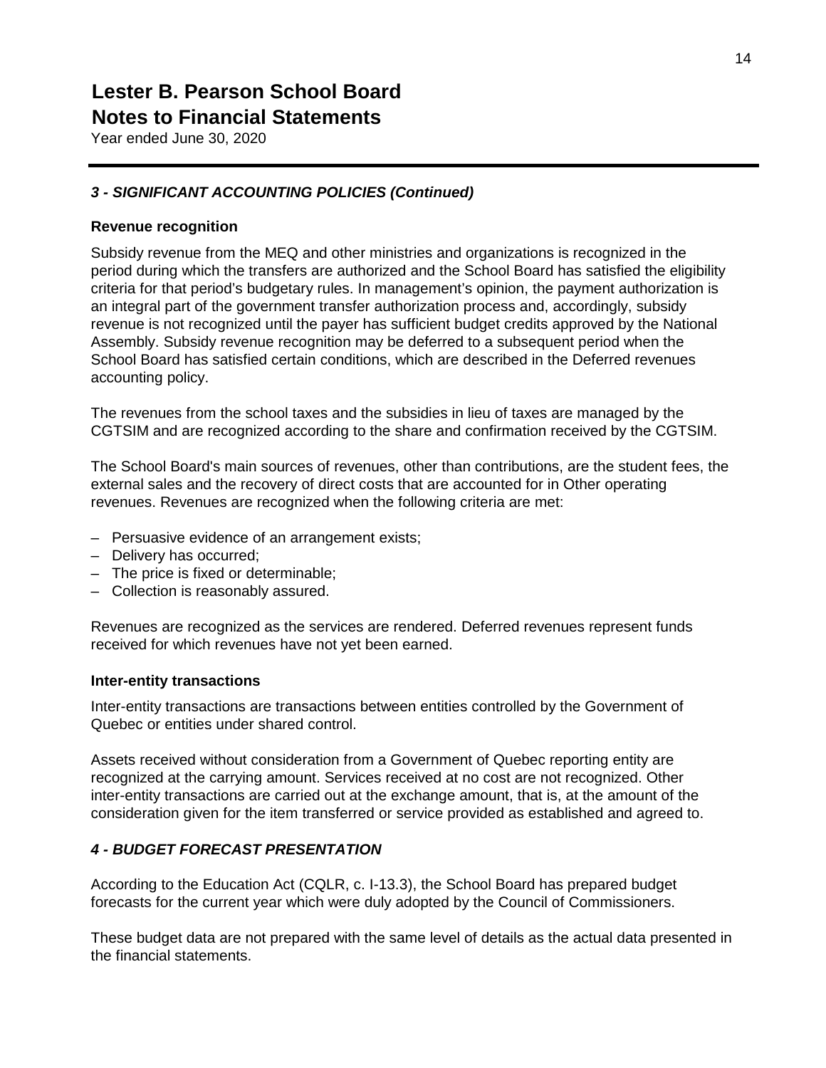# Lester B. Pearson School Board
## Notes to Financial Statements
Year ended June 30, 2020

---

### *3 - SIGNIFICANT ACCOUNTING POLICIES (Continued)*

**Revenue recognition**

Subsidy revenue from the MEQ and other ministries and organizations is recognized in the period during which the transfers are authorized and the School Board has satisfied the eligibility criteria for that period's budgetary rules. In management's opinion, the payment authorization is an integral part of the government transfer authorization process and, accordingly, subsidy revenue is not recognized until the payer has sufficient budget credits approved by the National Assembly. Subsidy revenue recognition may be deferred to a subsequent period when the School Board has satisfied certain conditions, which are described in the Deferred revenues accounting policy.

The revenues from the school taxes and the subsidies in lieu of taxes are managed by the CGTSIM and are recognized according to the share and confirmation received by the CGTSIM.

The School Board's main sources of revenues, other than contributions, are the student fees, the external sales and the recovery of direct costs that are accounted for in Other operating revenues. Revenues are recognized when the following criteria are met:

- Persuasive evidence of an arrangement exists;
- Delivery has occurred;
- The price is fixed or determinable;
- Collection is reasonably assured.

Revenues are recognized as the services are rendered. Deferred revenues represent funds received for which revenues have not yet been earned.

**Inter-entity transactions**

Inter-entity transactions are transactions between entities controlled by the Government of Quebec or entities under shared control.

Assets received without consideration from a Government of Quebec reporting entity are recognized at the carrying amount. Services received at no cost are not recognized. Other inter-entity transactions are carried out at the exchange amount, that is, at the amount of the consideration given for the item transferred or service provided as established and agreed to.

### *4 - BUDGET FORECAST PRESENTATION*

According to the Education Act (CQLR, c. I-13.3), the School Board has prepared budget forecasts for the current year which were duly adopted by the Council of Commissioners.

These budget data are not prepared with the same level of details as the actual data presented in the financial statements.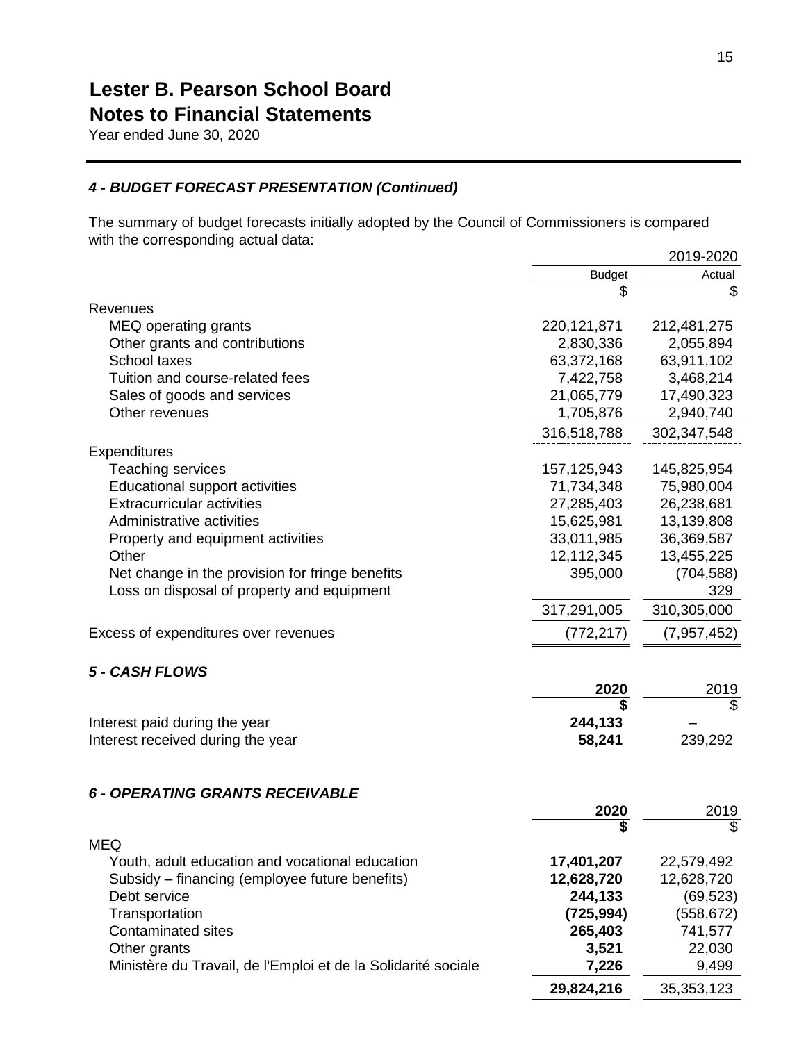# Lester B. Pearson School Board
## Notes to Financial Statements
Year ended June 30, 2020

### *4 - BUDGET FORECAST PRESENTATION (Continued)*

The summary of budget forecasts initially adopted by the Council of Commissioners is compared with the corresponding actual data:

| | 2019-2020 | |
|---|---|---|
| | Budget | Actual |
| | $ | $ |
| Revenues | | |
| MEQ operating grants | 220,121,871 | 212,481,275 |
| Other grants and contributions | 2,830,336 | 2,055,894 |
| School taxes | 63,372,168 | 63,911,102 |
| Tuition and course-related fees | 7,422,758 | 3,468,214 |
| Sales of goods and services | 21,065,779 | 17,490,323 |
| Other revenues | 1,705,876 | 2,940,740 |
| | 316,518,788 | 302,347,548 |
| Expenditures | | |
| Teaching services | 157,125,943 | 145,825,954 |
| Educational support activities | 71,734,348 | 75,980,004 |
| Extracurricular activities | 27,285,403 | 26,238,681 |
| Administrative activities | 15,625,981 | 13,139,808 |
| Property and equipment activities | 33,011,985 | 36,369,587 |
| Other | 12,112,345 | 13,455,225 |
| Net change in the provision for fringe benefits | 395,000 | (704,588) |
| Loss on disposal of property and equipment | | 329 |
| | 317,291,005 | 310,305,000 |
| Excess of expenditures over revenues | (772,217) | (7,957,452) |

### *5 - CASH FLOWS*

| | **2020** | 2019 |
|---|---|---|
| | **$** | $ |
| Interest paid during the year | **244,133** | – |
| Interest received during the year | **58,241** | 239,292 |

### *6 - OPERATING GRANTS RECEIVABLE*

| | **2020** | 2019 |
|---|---|---|
| | **$** | $ |
| MEQ | | |
| Youth, adult education and vocational education | **17,401,207** | 22,579,492 |
| Subsidy – financing (employee future benefits) | **12,628,720** | 12,628,720 |
| Debt service | **244,133** | (69,523) |
| Transportation | **(725,994)** | (558,672) |
| Contaminated sites | **265,403** | 741,577 |
| Other grants | **3,521** | 22,030 |
| Ministère du Travail, de l'Emploi et de la Solidarité sociale | **7,226** | 9,499 |
| | **29,824,216** | 35,353,123 |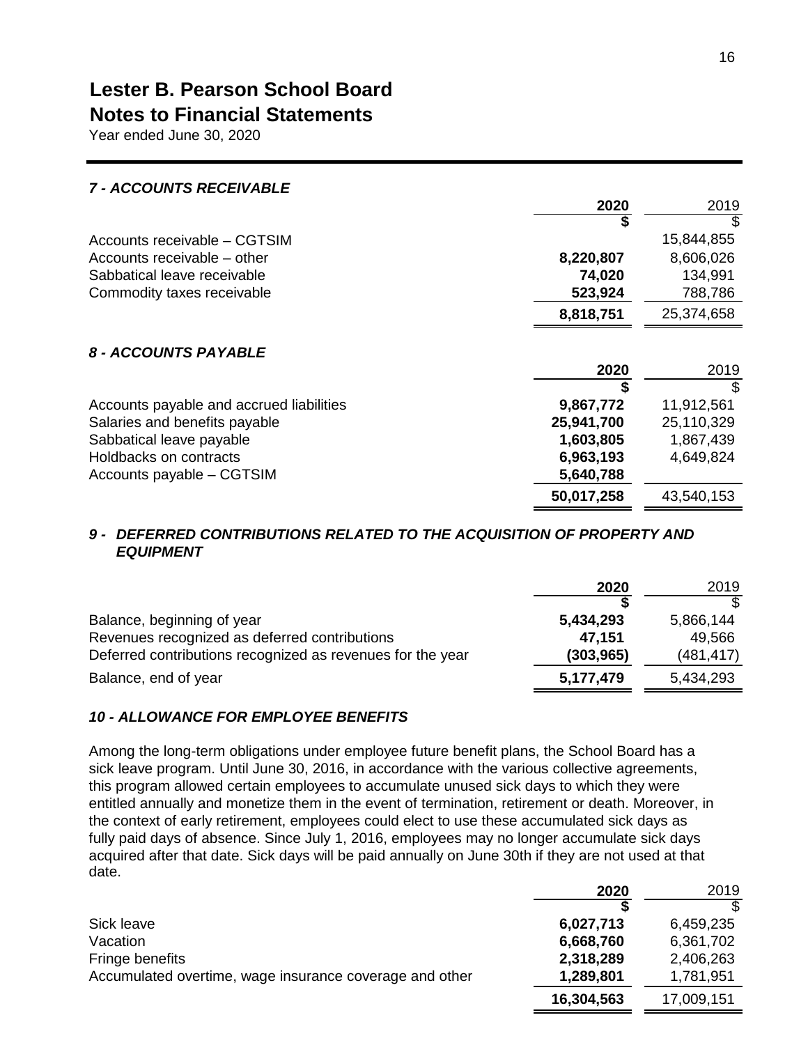# Lester B. Pearson School Board
## Notes to Financial Statements
Year ended June 30, 2020

### *7 - ACCOUNTS RECEIVABLE*

| | 2020 | 2019 |
|---|---|---|
| | $ | $ |
| Accounts receivable – CGTSIM | | 15,844,855 |
| Accounts receivable – other | **8,220,807** | 8,606,026 |
| Sabbatical leave receivable | **74,020** | 134,991 |
| Commodity taxes receivable | **523,924** | 788,786 |
| | **8,818,751** | 25,374,658 |

### *8 - ACCOUNTS PAYABLE*

| | 2020 | 2019 |
|---|---|---|
| | $ | $ |
| Accounts payable and accrued liabilities | **9,867,772** | 11,912,561 |
| Salaries and benefits payable | **25,941,700** | 25,110,329 |
| Sabbatical leave payable | **1,603,805** | 1,867,439 |
| Holdbacks on contracts | **6,963,193** | 4,649,824 |
| Accounts payable – CGTSIM | **5,640,788** | |
| | **50,017,258** | 43,540,153 |

### *9 - DEFERRED CONTRIBUTIONS RELATED TO THE ACQUISITION OF PROPERTY AND EQUIPMENT*

| | 2020 | 2019 |
|---|---|---|
| | $ | $ |
| Balance, beginning of year | **5,434,293** | 5,866,144 |
| Revenues recognized as deferred contributions | **47,151** | 49,566 |
| Deferred contributions recognized as revenues for the year | **(303,965)** | (481,417) |
| Balance, end of year | **5,177,479** | 5,434,293 |

### *10 - ALLOWANCE FOR EMPLOYEE BENEFITS*

Among the long-term obligations under employee future benefit plans, the School Board has a sick leave program. Until June 30, 2016, in accordance with the various collective agreements, this program allowed certain employees to accumulate unused sick days to which they were entitled annually and monetize them in the event of termination, retirement or death. Moreover, in the context of early retirement, employees could elect to use these accumulated sick days as fully paid days of absence. Since July 1, 2016, employees may no longer accumulate sick days acquired after that date. Sick days will be paid annually on June 30th if they are not used at that date.

| | 2020 | 2019 |
|---|---|---|
| | $ | $ |
| Sick leave | **6,027,713** | 6,459,235 |
| Vacation | **6,668,760** | 6,361,702 |
| Fringe benefits | **2,318,289** | 2,406,263 |
| Accumulated overtime, wage insurance coverage and other | **1,289,801** | 1,781,951 |
| | **16,304,563** | 17,009,151 |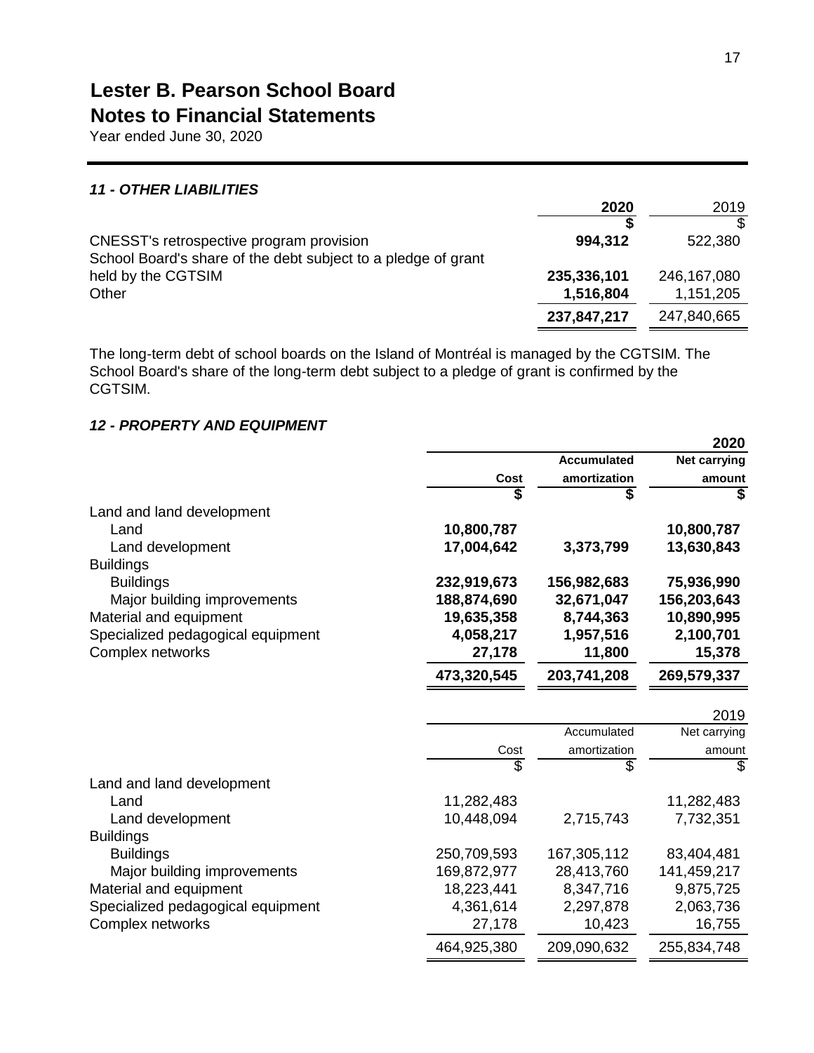# Lester B. Pearson School Board
## Notes to Financial Statements
Year ended June 30, 2020

### *11 - OTHER LIABILITIES*

| | **2020** | 2019 |
|---|---|---|
| | **$** | $ |
| CNESST's retrospective program provision | **994,312** | 522,380 |
| School Board's share of the debt subject to a pledge of grant held by the CGTSIM | **235,336,101** | 246,167,080 |
| Other | **1,516,804** | 1,151,205 |
| | **237,847,217** | 247,840,665 |

The long-term debt of school boards on the Island of Montréal is managed by the CGTSIM. The School Board's share of the long-term debt subject to a pledge of grant is confirmed by the CGTSIM.

### *12 - PROPERTY AND EQUIPMENT*

| | | | **2020** |
|---|---|---|---|
| | **Cost** | **Accumulated amortization** | **Net carrying amount** |
| | **$** | **$** | **$** |
| Land and land development | | | |
| Land | **10,800,787** | | **10,800,787** |
| Land development | **17,004,642** | **3,373,799** | **13,630,843** |
| Buildings | | | |
| Buildings | **232,919,673** | **156,982,683** | **75,936,990** |
| Major building improvements | **188,874,690** | **32,671,047** | **156,203,643** |
| Material and equipment | **19,635,358** | **8,744,363** | **10,890,995** |
| Specialized pedagogical equipment | **4,058,217** | **1,957,516** | **2,100,701** |
| Complex networks | **27,178** | **11,800** | **15,378** |
| | **473,320,545** | **203,741,208** | **269,579,337** |

| | | | 2019 |
|---|---|---|---|
| | Cost | Accumulated amortization | Net carrying amount |
| | $ | $ | $ |
| Land and land development | | | |
| Land | 11,282,483 | | 11,282,483 |
| Land development | 10,448,094 | 2,715,743 | 7,732,351 |
| Buildings | | | |
| Buildings | 250,709,593 | 167,305,112 | 83,404,481 |
| Major building improvements | 169,872,977 | 28,413,760 | 141,459,217 |
| Material and equipment | 18,223,441 | 8,347,716 | 9,875,725 |
| Specialized pedagogical equipment | 4,361,614 | 2,297,878 | 2,063,736 |
| Complex networks | 27,178 | 10,423 | 16,755 |
| | 464,925,380 | 209,090,632 | 255,834,748 |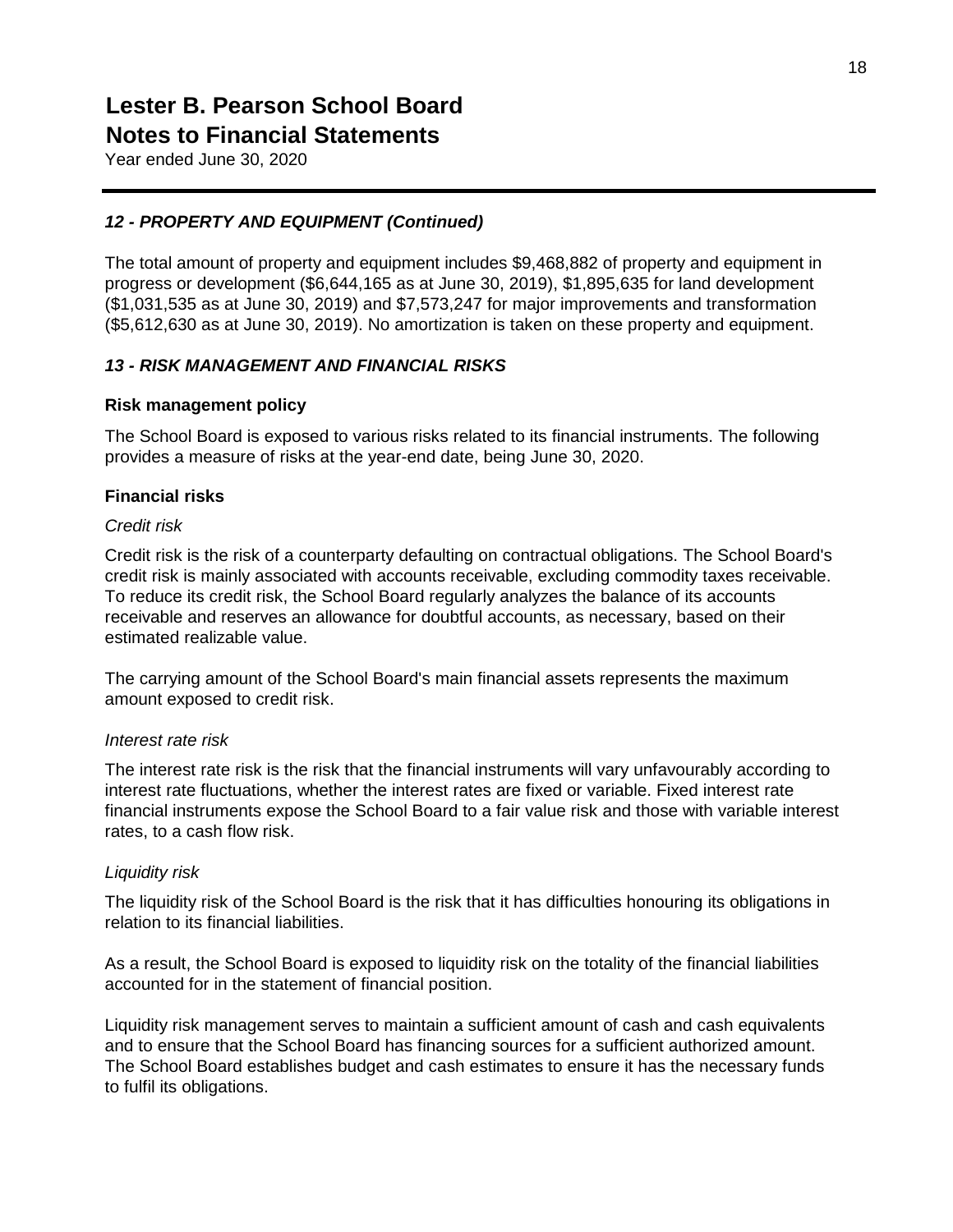# Lester B. Pearson School Board
## Notes to Financial Statements
Year ended June 30, 2020

### *12 - PROPERTY AND EQUIPMENT (Continued)*

The total amount of property and equipment includes $9,468,882 of property and equipment in progress or development ($6,644,165 as at June 30, 2019), $1,895,635 for land development ($1,031,535 as at June 30, 2019) and $7,573,247 for major improvements and transformation ($5,612,630 as at June 30, 2019). No amortization is taken on these property and equipment.

### *13 - RISK MANAGEMENT AND FINANCIAL RISKS*

**Risk management policy**

The School Board is exposed to various risks related to its financial instruments. The following provides a measure of risks at the year-end date, being June 30, 2020.

**Financial risks**

*Credit risk*

Credit risk is the risk of a counterparty defaulting on contractual obligations. The School Board's credit risk is mainly associated with accounts receivable, excluding commodity taxes receivable. To reduce its credit risk, the School Board regularly analyzes the balance of its accounts receivable and reserves an allowance for doubtful accounts, as necessary, based on their estimated realizable value.

The carrying amount of the School Board's main financial assets represents the maximum amount exposed to credit risk.

*Interest rate risk*

The interest rate risk is the risk that the financial instruments will vary unfavourably according to interest rate fluctuations, whether the interest rates are fixed or variable. Fixed interest rate financial instruments expose the School Board to a fair value risk and those with variable interest rates, to a cash flow risk.

*Liquidity risk*

The liquidity risk of the School Board is the risk that it has difficulties honouring its obligations in relation to its financial liabilities.

As a result, the School Board is exposed to liquidity risk on the totality of the financial liabilities accounted for in the statement of financial position.

Liquidity risk management serves to maintain a sufficient amount of cash and cash equivalents and to ensure that the School Board has financing sources for a sufficient authorized amount. The School Board establishes budget and cash estimates to ensure it has the necessary funds to fulfil its obligations.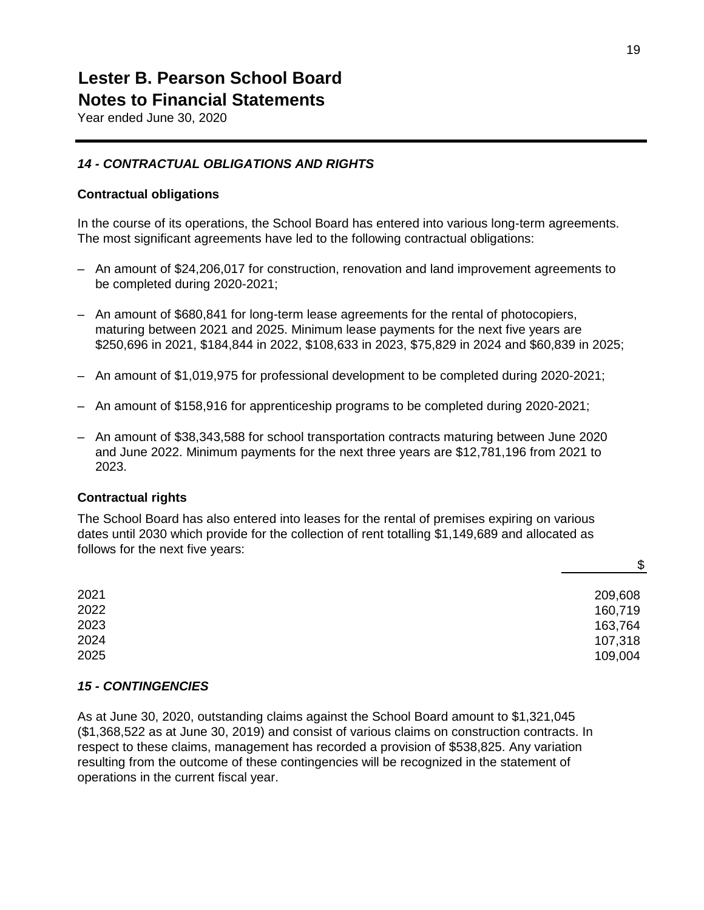# Lester B. Pearson School Board
# Notes to Financial Statements

Year ended June 30, 2020

### *14 - CONTRACTUAL OBLIGATIONS AND RIGHTS*

**Contractual obligations**

In the course of its operations, the School Board has entered into various long-term agreements. The most significant agreements have led to the following contractual obligations:

- An amount of $24,206,017 for construction, renovation and land improvement agreements to be completed during 2020-2021;
- An amount of $680,841 for long-term lease agreements for the rental of photocopiers, maturing between 2021 and 2025. Minimum lease payments for the next five years are $250,696 in 2021, $184,844 in 2022, $108,633 in 2023, $75,829 in 2024 and $60,839 in 2025;
- An amount of $1,019,975 for professional development to be completed during 2020-2021;
- An amount of $158,916 for apprenticeship programs to be completed during 2020-2021;
- An amount of $38,343,588 for school transportation contracts maturing between June 2020 and June 2022. Minimum payments for the next three years are $12,781,196 from 2021 to 2023.

**Contractual rights**

The School Board has also entered into leases for the rental of premises expiring on various dates until 2030 which provide for the collection of rent totalling $1,149,689 and allocated as follows for the next five years:

| | $ |
|---|---|
| 2021 | 209,608 |
| 2022 | 160,719 |
| 2023 | 163,764 |
| 2024 | 107,318 |
| 2025 | 109,004 |

### *15 - CONTINGENCIES*

As at June 30, 2020, outstanding claims against the School Board amount to $1,321,045 ($1,368,522 as at June 30, 2019) and consist of various claims on construction contracts. In respect to these claims, management has recorded a provision of $538,825. Any variation resulting from the outcome of these contingencies will be recognized in the statement of operations in the current fiscal year.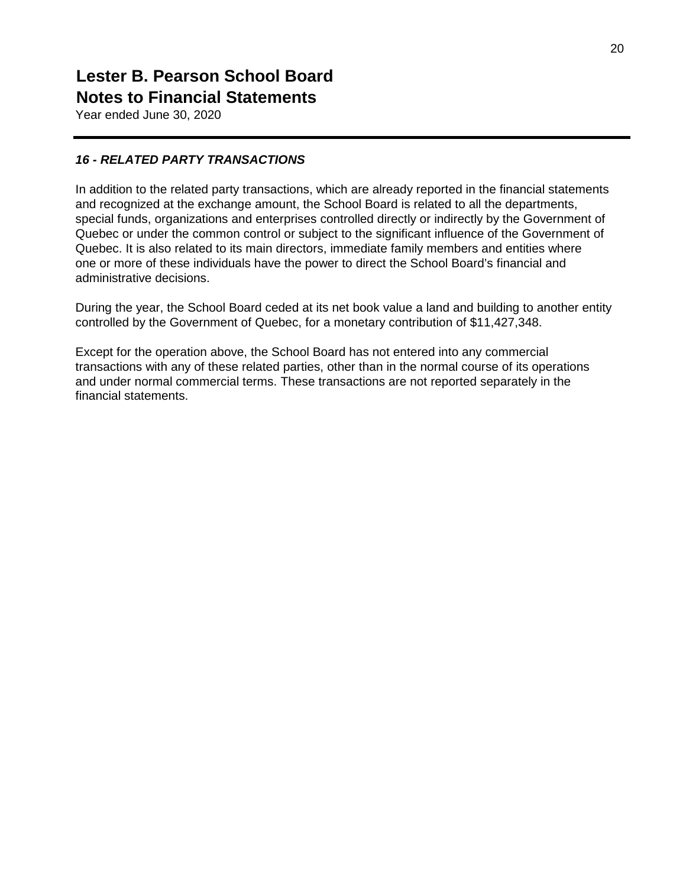# Lester B. Pearson School Board
# Notes to Financial Statements

Year ended June 30, 2020

### *16 - RELATED PARTY TRANSACTIONS*

In addition to the related party transactions, which are already reported in the financial statements and recognized at the exchange amount, the School Board is related to all the departments, special funds, organizations and enterprises controlled directly or indirectly by the Government of Quebec or under the common control or subject to the significant influence of the Government of Quebec. It is also related to its main directors, immediate family members and entities where one or more of these individuals have the power to direct the School Board's financial and administrative decisions.

During the year, the School Board ceded at its net book value a land and building to another entity controlled by the Government of Quebec, for a monetary contribution of $11,427,348.

Except for the operation above, the School Board has not entered into any commercial transactions with any of these related parties, other than in the normal course of its operations and under normal commercial terms. These transactions are not reported separately in the financial statements.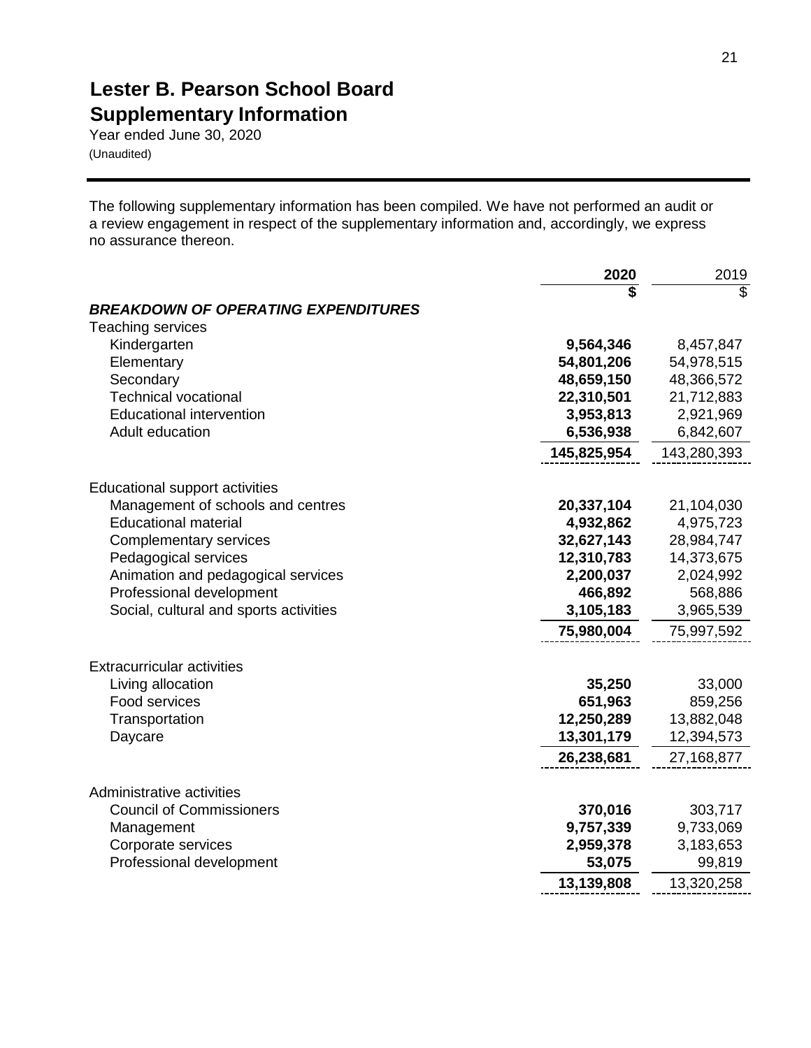# Lester B. Pearson School Board
## Supplementary Information

Year ended June 30, 2020
(Unaudited)

The following supplementary information has been compiled. We have not performed an audit or a review engagement in respect of the supplementary information and, accordingly, we express no assurance thereon.

| | **2020** | 2019 |
|---|---|---|
| | **$** | $ |
| ***BREAKDOWN OF OPERATING EXPENDITURES*** | | |
| Teaching services | | |
| Kindergarten | **9,564,346** | 8,457,847 |
| Elementary | **54,801,206** | 54,978,515 |
| Secondary | **48,659,150** | 48,366,572 |
| Technical vocational | **22,310,501** | 21,712,883 |
| Educational intervention | **3,953,813** | 2,921,969 |
| Adult education | **6,536,938** | 6,842,607 |
| | **145,825,954** | 143,280,393 |
| Educational support activities | | |
| Management of schools and centres | **20,337,104** | 21,104,030 |
| Educational material | **4,932,862** | 4,975,723 |
| Complementary services | **32,627,143** | 28,984,747 |
| Pedagogical services | **12,310,783** | 14,373,675 |
| Animation and pedagogical services | **2,200,037** | 2,024,992 |
| Professional development | **466,892** | 568,886 |
| Social, cultural and sports activities | **3,105,183** | 3,965,539 |
| | **75,980,004** | 75,997,592 |
| Extracurricular activities | | |
| Living allocation | **35,250** | 33,000 |
| Food services | **651,963** | 859,256 |
| Transportation | **12,250,289** | 13,882,048 |
| Daycare | **13,301,179** | 12,394,573 |
| | **26,238,681** | 27,168,877 |
| Administrative activities | | |
| Council of Commissioners | **370,016** | 303,717 |
| Management | **9,757,339** | 9,733,069 |
| Corporate services | **2,959,378** | 3,183,653 |
| Professional development | **53,075** | 99,819 |
| | **13,139,808** | 13,320,258 |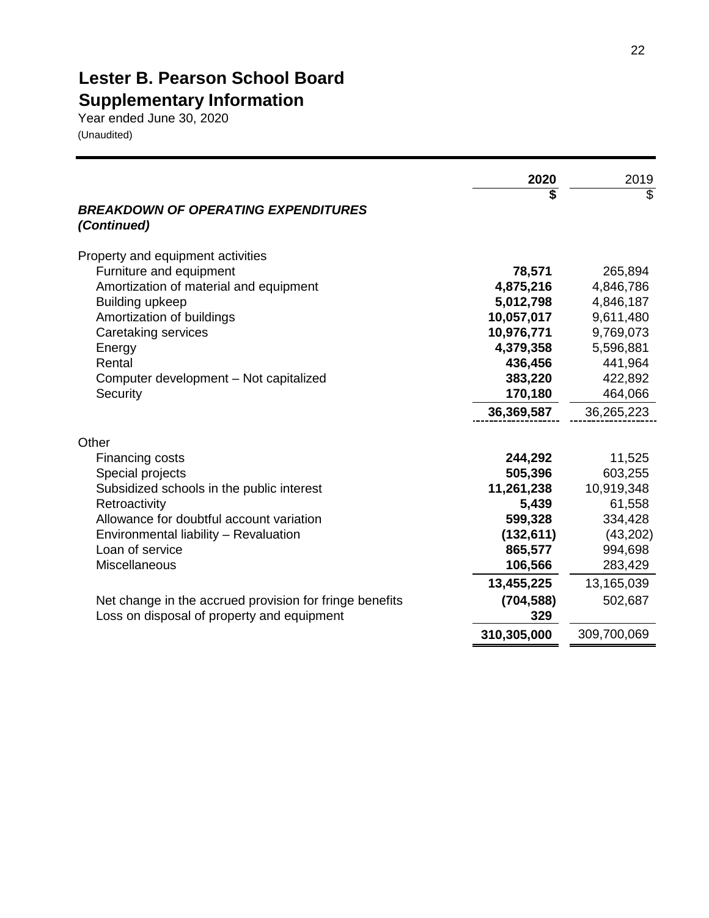# Lester B. Pearson School Board

## Supplementary Information

Year ended June 30, 2020

(Unaudited)

| | 2020 | 2019 |
|---|---|---|
| | $ | $ |
| ***BREAKDOWN OF OPERATING EXPENDITURES (Continued)*** | | |
| Property and equipment activities | | |
| Furniture and equipment | **78,571** | 265,894 |
| Amortization of material and equipment | **4,875,216** | 4,846,786 |
| Building upkeep | **5,012,798** | 4,846,187 |
| Amortization of buildings | **10,057,017** | 9,611,480 |
| Caretaking services | **10,976,771** | 9,769,073 |
| Energy | **4,379,358** | 5,596,881 |
| Rental | **436,456** | 441,964 |
| Computer development – Not capitalized | **383,220** | 422,892 |
| Security | **170,180** | 464,066 |
| | **36,369,587** | 36,265,223 |
| Other | | |
| Financing costs | **244,292** | 11,525 |
| Special projects | **505,396** | 603,255 |
| Subsidized schools in the public interest | **11,261,238** | 10,919,348 |
| Retroactivity | **5,439** | 61,558 |
| Allowance for doubtful account variation | **599,328** | 334,428 |
| Environmental liability – Revaluation | **(132,611)** | (43,202) |
| Loan of service | **865,577** | 994,698 |
| Miscellaneous | **106,566** | 283,429 |
| | **13,455,225** | 13,165,039 |
| Net change in the accrued provision for fringe benefits | **(704,588)** | 502,687 |
| Loss on disposal of property and equipment | **329** | |
| | **310,305,000** | 309,700,069 |